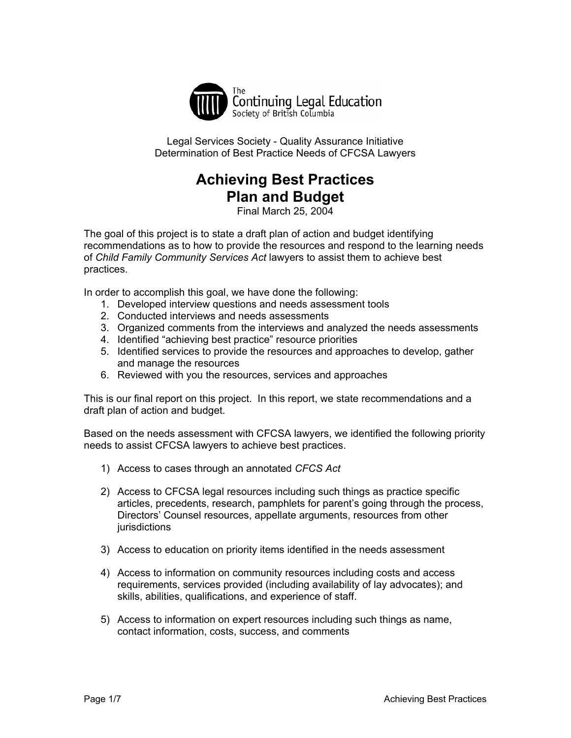The Continuing Legal Education Society of British Columbia

Legal Services Society - Quality Assurance Initiative
Determination of Best Practice Needs of CFCSA Lawyers

# Achieving Best Practices
# Plan and Budget

Final March 25, 2004

The goal of this project is to state a draft plan of action and budget identifying recommendations as to how to provide the resources and respond to the learning needs of *Child Family Community Services Act* lawyers to assist them to achieve best practices.

In order to accomplish this goal, we have done the following:

1. Developed interview questions and needs assessment tools
2. Conducted interviews and needs assessments
3. Organized comments from the interviews and analyzed the needs assessments
4. Identified "achieving best practice" resource priorities
5. Identified services to provide the resources and approaches to develop, gather and manage the resources
6. Reviewed with you the resources, services and approaches

This is our final report on this project. In this report, we state recommendations and a draft plan of action and budget.

Based on the needs assessment with CFCSA lawyers, we identified the following priority needs to assist CFCSA lawyers to achieve best practices.

1) Access to cases through an annotated *CFCS Act*

2) Access to CFCSA legal resources including such things as practice specific articles, precedents, research, pamphlets for parent's going through the process, Directors' Counsel resources, appellate arguments, resources from other jurisdictions

3) Access to education on priority items identified in the needs assessment

4) Access to information on community resources including costs and access requirements, services provided (including availability of lay advocates); and skills, abilities, qualifications, and experience of staff.

5) Access to information on expert resources including such things as name, contact information, costs, success, and comments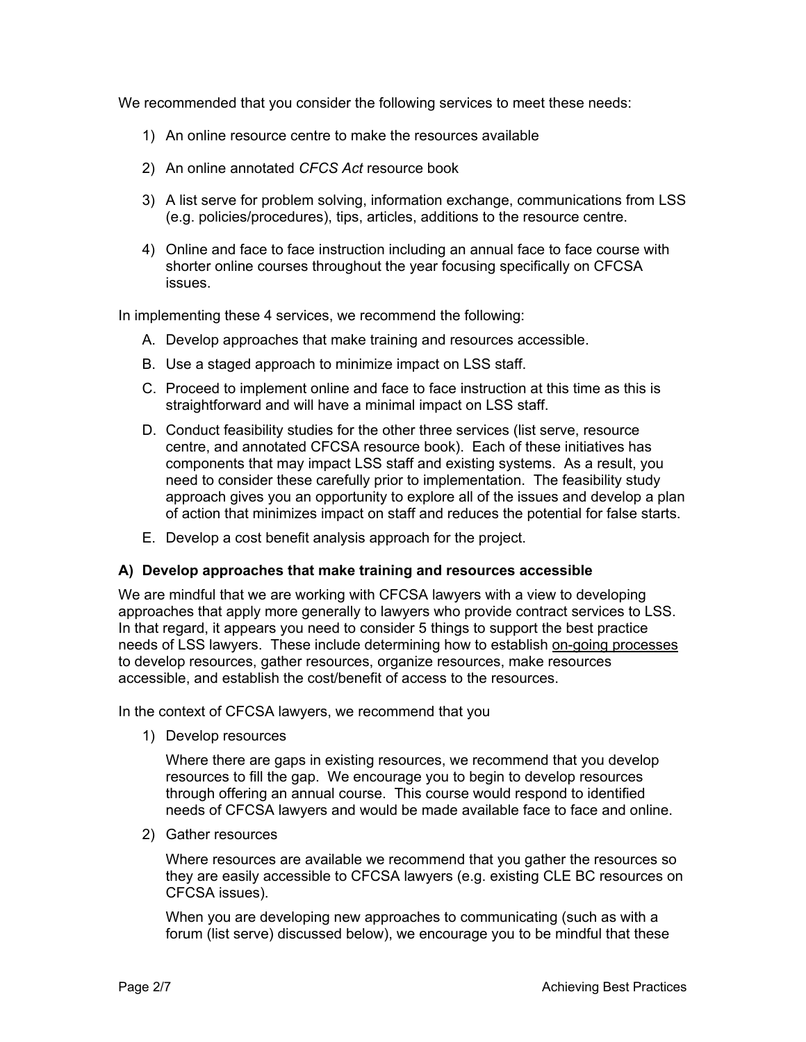We recommended that you consider the following services to meet these needs:

1) An online resource centre to make the resources available

2) An online annotated *CFCS Act* resource book

3) A list serve for problem solving, information exchange, communications from LSS (e.g. policies/procedures), tips, articles, additions to the resource centre.

4) Online and face to face instruction including an annual face to face course with shorter online courses throughout the year focusing specifically on CFCSA issues.

In implementing these 4 services, we recommend the following:

A. Develop approaches that make training and resources accessible.

B. Use a staged approach to minimize impact on LSS staff.

C. Proceed to implement online and face to face instruction at this time as this is straightforward and will have a minimal impact on LSS staff.

D. Conduct feasibility studies for the other three services (list serve, resource centre, and annotated CFCSA resource book). Each of these initiatives has components that may impact LSS staff and existing systems. As a result, you need to consider these carefully prior to implementation. The feasibility study approach gives you an opportunity to explore all of the issues and develop a plan of action that minimizes impact on staff and reduces the potential for false starts.

E. Develop a cost benefit analysis approach for the project.

### A) Develop approaches that make training and resources accessible

We are mindful that we are working with CFCSA lawyers with a view to developing approaches that apply more generally to lawyers who provide contract services to LSS. In that regard, it appears you need to consider 5 things to support the best practice needs of LSS lawyers. These include determining how to establish <u>on-going processes</u> to develop resources, gather resources, organize resources, make resources accessible, and establish the cost/benefit of access to the resources.

In the context of CFCSA lawyers, we recommend that you

1) Develop resources

   Where there are gaps in existing resources, we recommend that you develop resources to fill the gap. We encourage you to begin to develop resources through offering an annual course. This course would respond to identified needs of CFCSA lawyers and would be made available face to face and online.

2) Gather resources

   Where resources are available we recommend that you gather the resources so they are easily accessible to CFCSA lawyers (e.g. existing CLE BC resources on CFCSA issues).

   When you are developing new approaches to communicating (such as with a forum (list serve) discussed below), we encourage you to be mindful that these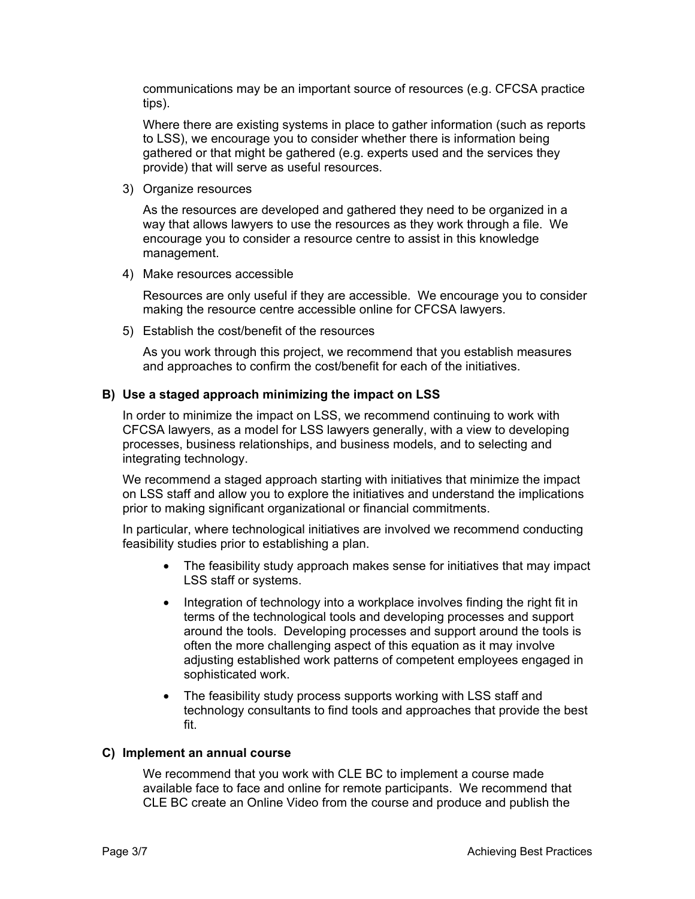communications may be an important source of resources (e.g. CFCSA practice tips).

Where there are existing systems in place to gather information (such as reports to LSS), we encourage you to consider whether there is information being gathered or that might be gathered (e.g. experts used and the services they provide) that will serve as useful resources.

3) Organize resources

   As the resources are developed and gathered they need to be organized in a way that allows lawyers to use the resources as they work through a file. We encourage you to consider a resource centre to assist in this knowledge management.

4) Make resources accessible

   Resources are only useful if they are accessible. We encourage you to consider making the resource centre accessible online for CFCSA lawyers.

5) Establish the cost/benefit of the resources

   As you work through this project, we recommend that you establish measures and approaches to confirm the cost/benefit for each of the initiatives.

**B) Use a staged approach minimizing the impact on LSS**

In order to minimize the impact on LSS, we recommend continuing to work with CFCSA lawyers, as a model for LSS lawyers generally, with a view to developing processes, business relationships, and business models, and to selecting and integrating technology.

We recommend a staged approach starting with initiatives that minimize the impact on LSS staff and allow you to explore the initiatives and understand the implications prior to making significant organizational or financial commitments.

In particular, where technological initiatives are involved we recommend conducting feasibility studies prior to establishing a plan.

- The feasibility study approach makes sense for initiatives that may impact LSS staff or systems.
- Integration of technology into a workplace involves finding the right fit in terms of the technological tools and developing processes and support around the tools. Developing processes and support around the tools is often the more challenging aspect of this equation as it may involve adjusting established work patterns of competent employees engaged in sophisticated work.
- The feasibility study process supports working with LSS staff and technology consultants to find tools and approaches that provide the best fit.

**C) Implement an annual course**

We recommend that you work with CLE BC to implement a course made available face to face and online for remote participants. We recommend that CLE BC create an Online Video from the course and produce and publish the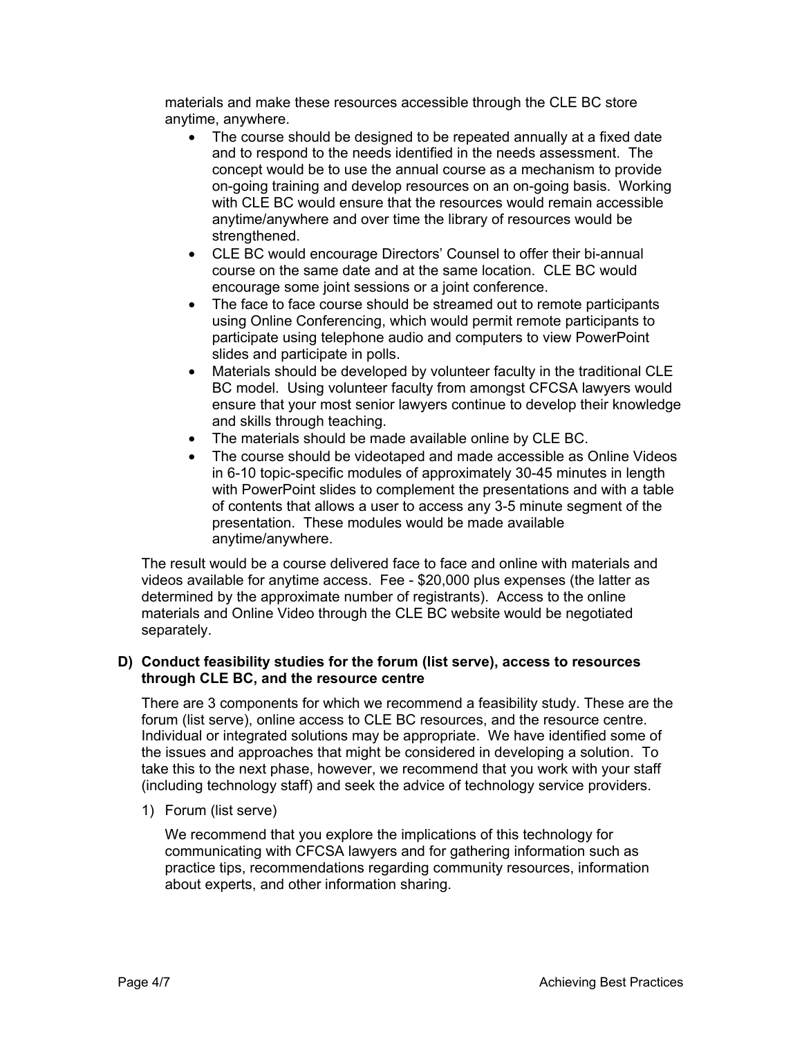materials and make these resources accessible through the CLE BC store anytime, anywhere.

- The course should be designed to be repeated annually at a fixed date and to respond to the needs identified in the needs assessment. The concept would be to use the annual course as a mechanism to provide on-going training and develop resources on an on-going basis. Working with CLE BC would ensure that the resources would remain accessible anytime/anywhere and over time the library of resources would be strengthened.
- CLE BC would encourage Directors' Counsel to offer their bi-annual course on the same date and at the same location. CLE BC would encourage some joint sessions or a joint conference.
- The face to face course should be streamed out to remote participants using Online Conferencing, which would permit remote participants to participate using telephone audio and computers to view PowerPoint slides and participate in polls.
- Materials should be developed by volunteer faculty in the traditional CLE BC model. Using volunteer faculty from amongst CFCSA lawyers would ensure that your most senior lawyers continue to develop their knowledge and skills through teaching.
- The materials should be made available online by CLE BC.
- The course should be videotaped and made accessible as Online Videos in 6-10 topic-specific modules of approximately 30-45 minutes in length with PowerPoint slides to complement the presentations and with a table of contents that allows a user to access any 3-5 minute segment of the presentation. These modules would be made available anytime/anywhere.

The result would be a course delivered face to face and online with materials and videos available for anytime access. Fee - $20,000 plus expenses (the latter as determined by the approximate number of registrants). Access to the online materials and Online Video through the CLE BC website would be negotiated separately.

**D) Conduct feasibility studies for the forum (list serve), access to resources through CLE BC, and the resource centre**

There are 3 components for which we recommend a feasibility study. These are the forum (list serve), online access to CLE BC resources, and the resource centre. Individual or integrated solutions may be appropriate. We have identified some of the issues and approaches that might be considered in developing a solution. To take this to the next phase, however, we recommend that you work with your staff (including technology staff) and seek the advice of technology service providers.

1) Forum (list serve)

We recommend that you explore the implications of this technology for communicating with CFCSA lawyers and for gathering information such as practice tips, recommendations regarding community resources, information about experts, and other information sharing.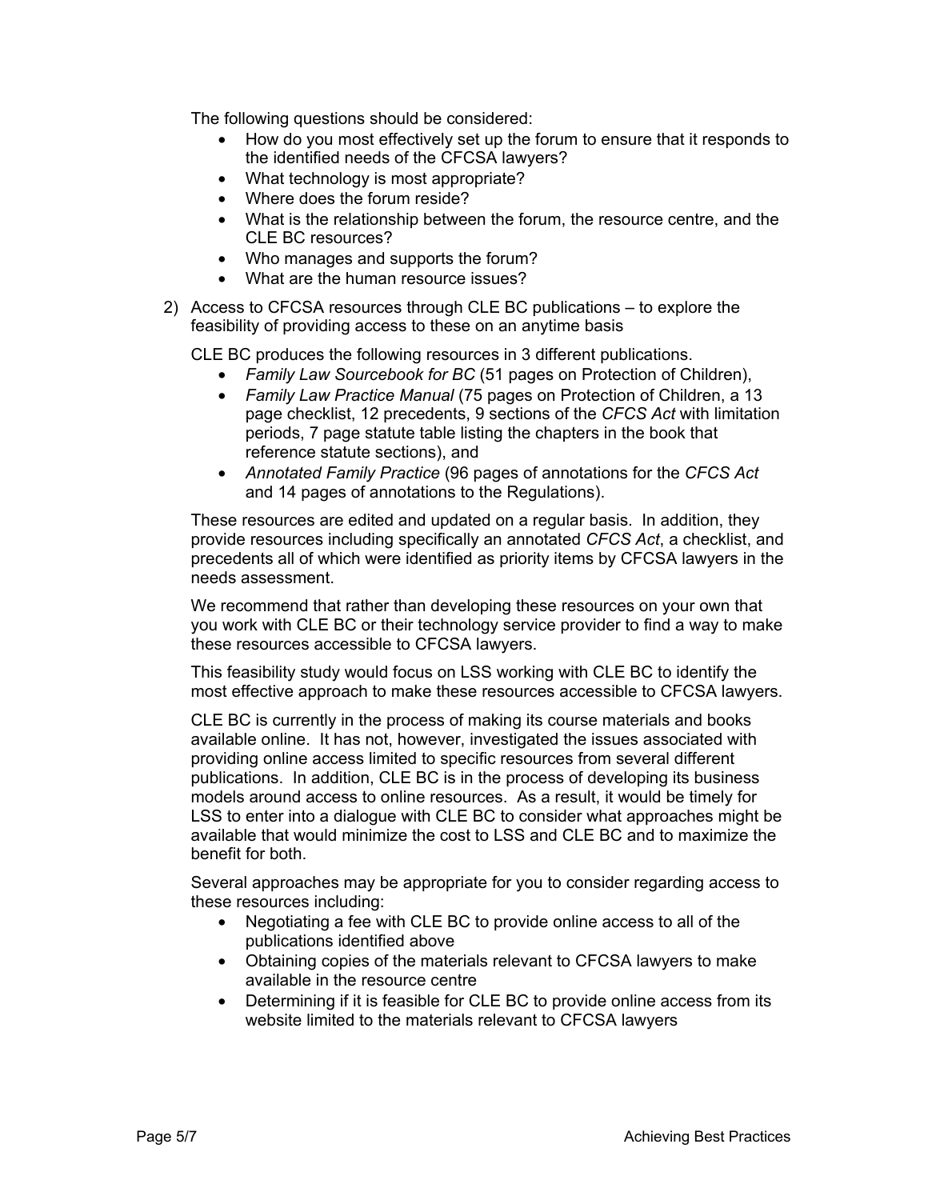The following questions should be considered:

- How do you most effectively set up the forum to ensure that it responds to the identified needs of the CFCSA lawyers?
- What technology is most appropriate?
- Where does the forum reside?
- What is the relationship between the forum, the resource centre, and the CLE BC resources?
- Who manages and supports the forum?
- What are the human resource issues?

2) Access to CFCSA resources through CLE BC publications – to explore the feasibility of providing access to these on an anytime basis

   CLE BC produces the following resources in 3 different publications.

   - *Family Law Sourcebook for BC* (51 pages on Protection of Children),
   - *Family Law Practice Manual* (75 pages on Protection of Children, a 13 page checklist, 12 precedents, 9 sections of the *CFCS Act* with limitation periods, 7 page statute table listing the chapters in the book that reference statute sections), and
   - *Annotated Family Practice* (96 pages of annotations for the *CFCS Act* and 14 pages of annotations to the Regulations).

   These resources are edited and updated on a regular basis. In addition, they provide resources including specifically an annotated *CFCS Act*, a checklist, and precedents all of which were identified as priority items by CFCSA lawyers in the needs assessment.

   We recommend that rather than developing these resources on your own that you work with CLE BC or their technology service provider to find a way to make these resources accessible to CFCSA lawyers.

   This feasibility study would focus on LSS working with CLE BC to identify the most effective approach to make these resources accessible to CFCSA lawyers.

   CLE BC is currently in the process of making its course materials and books available online. It has not, however, investigated the issues associated with providing online access limited to specific resources from several different publications. In addition, CLE BC is in the process of developing its business models around access to online resources. As a result, it would be timely for LSS to enter into a dialogue with CLE BC to consider what approaches might be available that would minimize the cost to LSS and CLE BC and to maximize the benefit for both.

   Several approaches may be appropriate for you to consider regarding access to these resources including:

   - Negotiating a fee with CLE BC to provide online access to all of the publications identified above
   - Obtaining copies of the materials relevant to CFCSA lawyers to make available in the resource centre
   - Determining if it is feasible for CLE BC to provide online access from its website limited to the materials relevant to CFCSA lawyers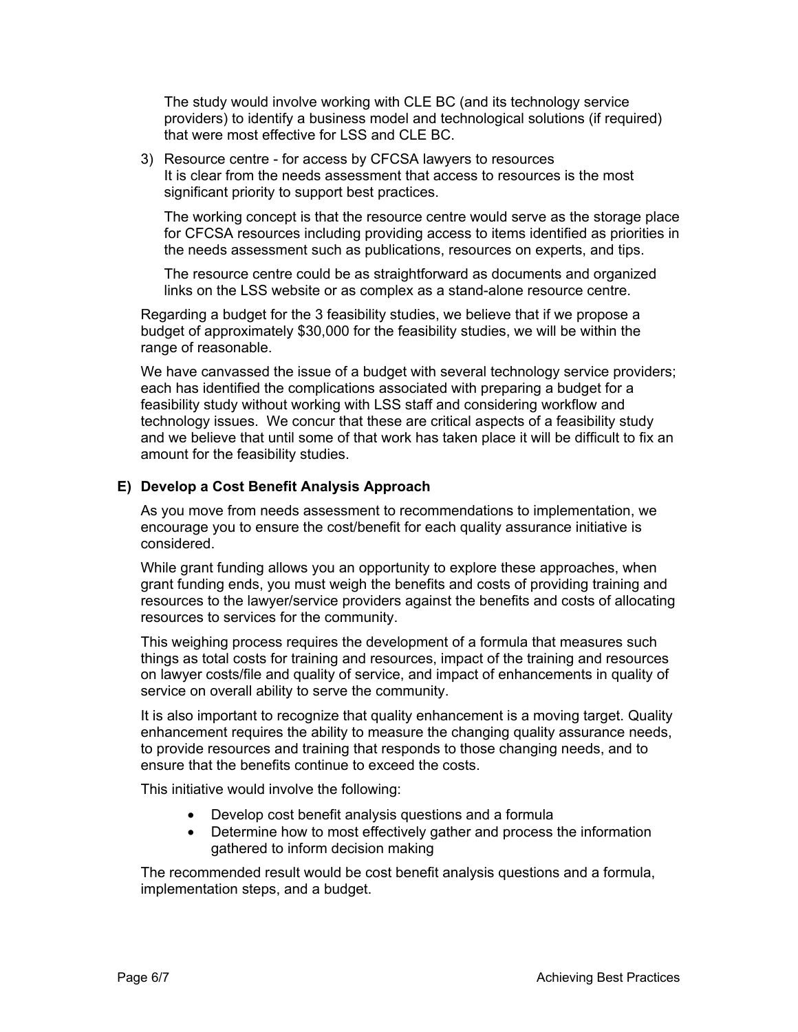The study would involve working with CLE BC (and its technology service providers) to identify a business model and technological solutions (if required) that were most effective for LSS and CLE BC.

3) Resource centre - for access by CFCSA lawyers to resources
   It is clear from the needs assessment that access to resources is the most significant priority to support best practices.

   The working concept is that the resource centre would serve as the storage place for CFCSA resources including providing access to items identified as priorities in the needs assessment such as publications, resources on experts, and tips.

   The resource centre could be as straightforward as documents and organized links on the LSS website or as complex as a stand-alone resource centre.

Regarding a budget for the 3 feasibility studies, we believe that if we propose a budget of approximately $30,000 for the feasibility studies, we will be within the range of reasonable.

We have canvassed the issue of a budget with several technology service providers; each has identified the complications associated with preparing a budget for a feasibility study without working with LSS staff and considering workflow and technology issues. We concur that these are critical aspects of a feasibility study and we believe that until some of that work has taken place it will be difficult to fix an amount for the feasibility studies.

### E) Develop a Cost Benefit Analysis Approach

As you move from needs assessment to recommendations to implementation, we encourage you to ensure the cost/benefit for each quality assurance initiative is considered.

While grant funding allows you an opportunity to explore these approaches, when grant funding ends, you must weigh the benefits and costs of providing training and resources to the lawyer/service providers against the benefits and costs of allocating resources to services for the community.

This weighing process requires the development of a formula that measures such things as total costs for training and resources, impact of the training and resources on lawyer costs/file and quality of service, and impact of enhancements in quality of service on overall ability to serve the community.

It is also important to recognize that quality enhancement is a moving target. Quality enhancement requires the ability to measure the changing quality assurance needs, to provide resources and training that responds to those changing needs, and to ensure that the benefits continue to exceed the costs.

This initiative would involve the following:

- Develop cost benefit analysis questions and a formula
- Determine how to most effectively gather and process the information gathered to inform decision making

The recommended result would be cost benefit analysis questions and a formula, implementation steps, and a budget.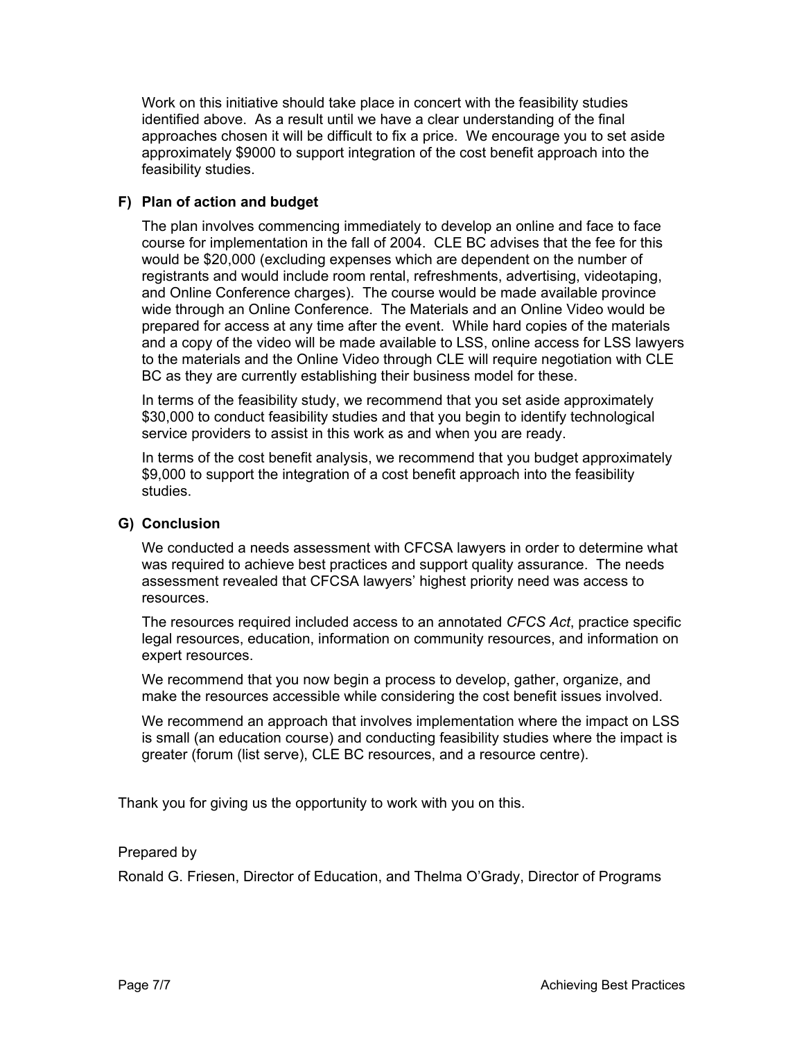Work on this initiative should take place in concert with the feasibility studies identified above. As a result until we have a clear understanding of the final approaches chosen it will be difficult to fix a price. We encourage you to set aside approximately $9000 to support integration of the cost benefit approach into the feasibility studies.

### F) Plan of action and budget

The plan involves commencing immediately to develop an online and face to face course for implementation in the fall of 2004. CLE BC advises that the fee for this would be $20,000 (excluding expenses which are dependent on the number of registrants and would include room rental, refreshments, advertising, videotaping, and Online Conference charges). The course would be made available province wide through an Online Conference. The Materials and an Online Video would be prepared for access at any time after the event. While hard copies of the materials and a copy of the video will be made available to LSS, online access for LSS lawyers to the materials and the Online Video through CLE will require negotiation with CLE BC as they are currently establishing their business model for these.

In terms of the feasibility study, we recommend that you set aside approximately $30,000 to conduct feasibility studies and that you begin to identify technological service providers to assist in this work as and when you are ready.

In terms of the cost benefit analysis, we recommend that you budget approximately $9,000 to support the integration of a cost benefit approach into the feasibility studies.

### G) Conclusion

We conducted a needs assessment with CFCSA lawyers in order to determine what was required to achieve best practices and support quality assurance. The needs assessment revealed that CFCSA lawyers' highest priority need was access to resources.

The resources required included access to an annotated *CFCS Act*, practice specific legal resources, education, information on community resources, and information on expert resources.

We recommend that you now begin a process to develop, gather, organize, and make the resources accessible while considering the cost benefit issues involved.

We recommend an approach that involves implementation where the impact on LSS is small (an education course) and conducting feasibility studies where the impact is greater (forum (list serve), CLE BC resources, and a resource centre).

Thank you for giving us the opportunity to work with you on this.

Prepared by

Ronald G. Friesen, Director of Education, and Thelma O'Grady, Director of Programs